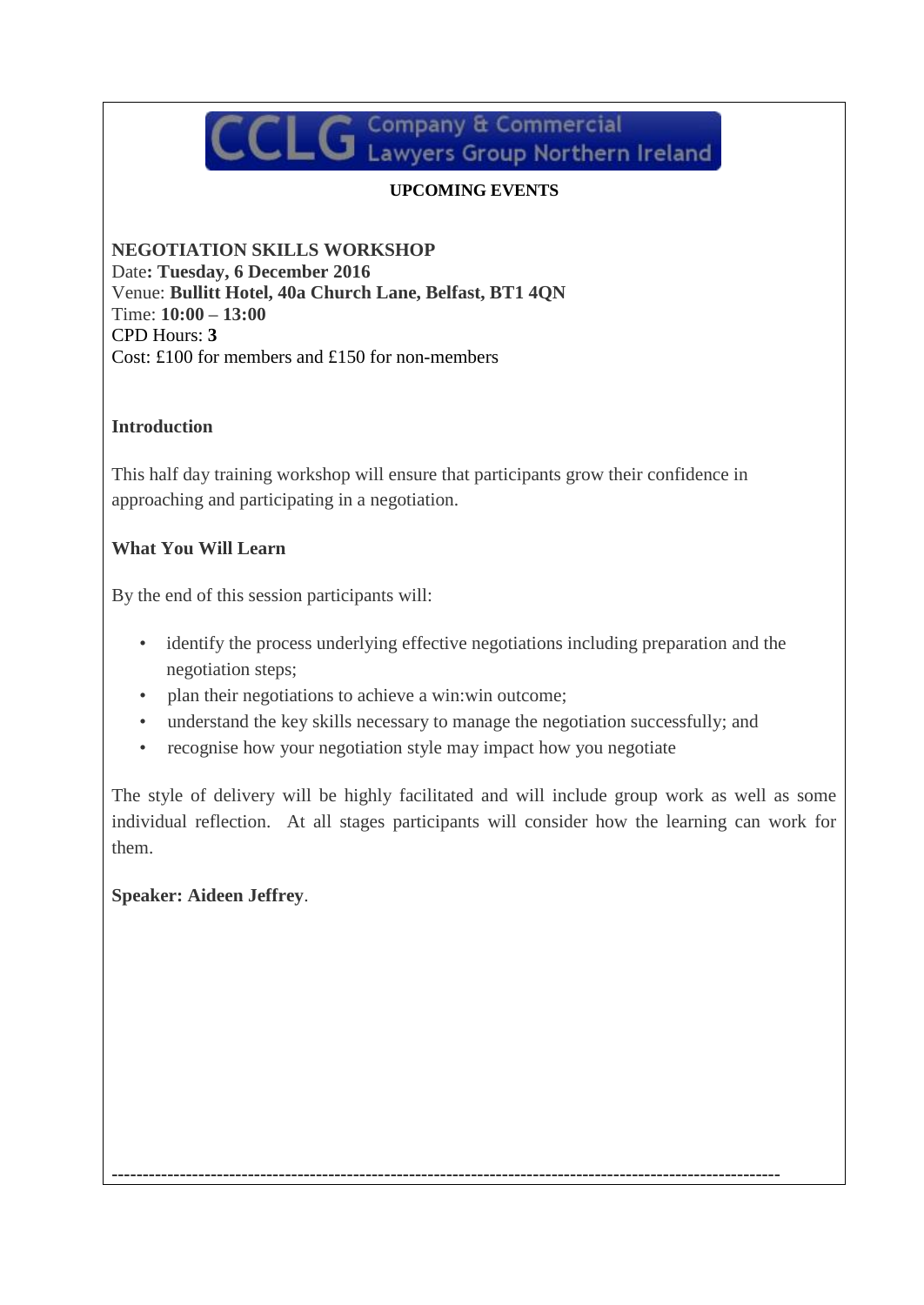CCLG Company & Commercial Lawyers Group Northern Ireland

**UPCOMING EVENTS**

**NEGOTIATION SKILLS WORKSHOP**
Date**: Tuesday, 6 December 2016**
Venue: **Bullitt Hotel, 40a Church Lane, Belfast, BT1 4QN**
Time: **10:00 – 13:00**
CPD Hours: **3**
Cost: £100 for members and £150 for non-members

**Introduction**

This half day training workshop will ensure that participants grow their confidence in approaching and participating in a negotiation.

**What You Will Learn**

By the end of this session participants will:

- identify the process underlying effective negotiations including preparation and the negotiation steps;
- plan their negotiations to achieve a win:win outcome;
- understand the key skills necessary to manage the negotiation successfully; and
- recognise how your negotiation style may impact how you negotiate

The style of delivery will be highly facilitated and will include group work as well as some individual reflection. At all stages participants will consider how the learning can work for them.

**Speaker: Aideen Jeffrey**.

---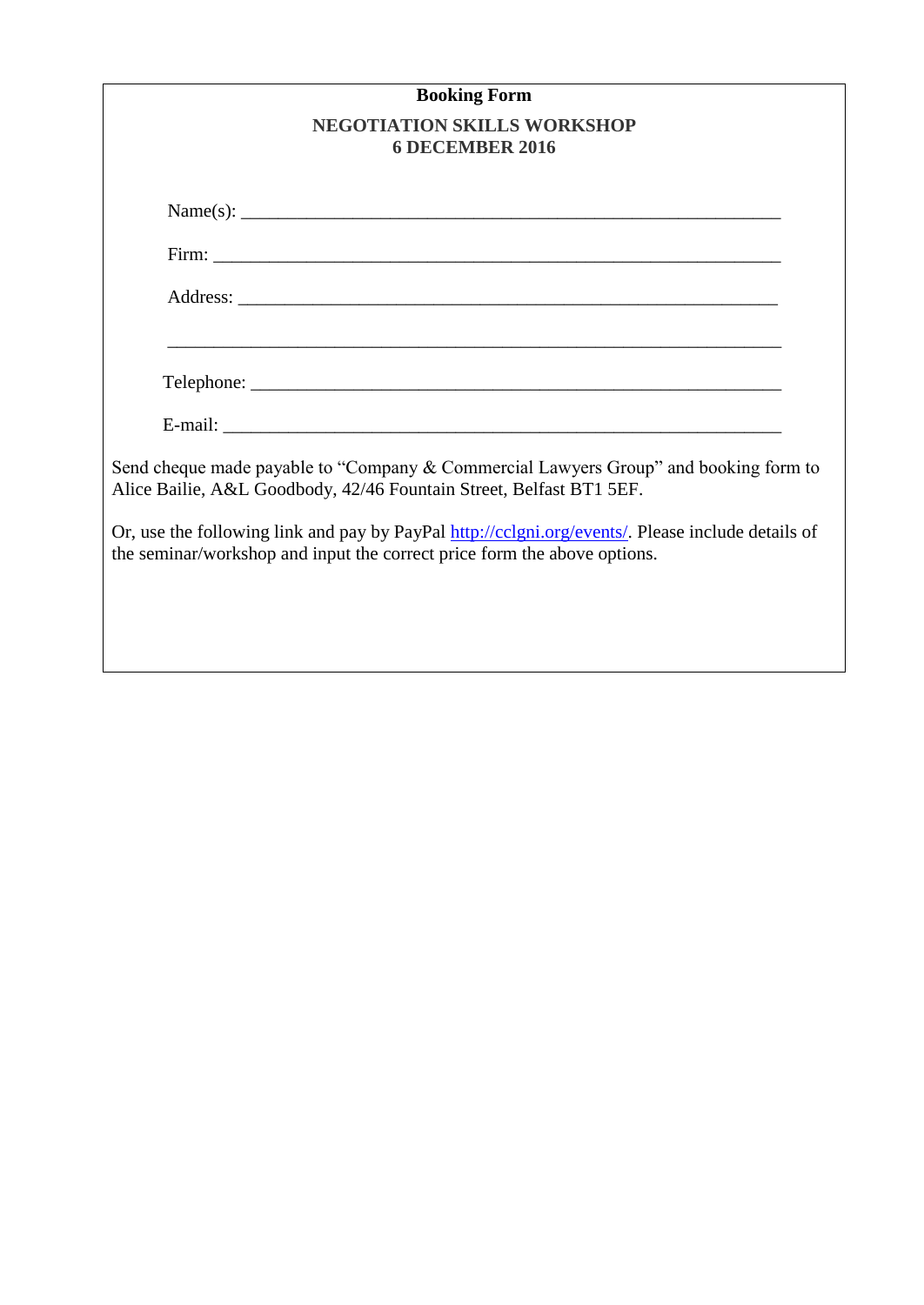**Booking Form**

**NEGOTIATION SKILLS WORKSHOP**
**6 DECEMBER 2016**

Name(s): ____________________________________________________________

Firm: ______________________________________________________________

Address: ____________________________________________________________

____________________________________________________________________

Telephone: __________________________________________________________

E-mail: _____________________________________________________________

Send cheque made payable to "Company & Commercial Lawyers Group" and booking form to Alice Bailie, A&L Goodbody, 42/46 Fountain Street, Belfast BT1 5EF.

Or, use the following link and pay by PayPal http://cclgni.org/events/. Please include details of the seminar/workshop and input the correct price form the above options.